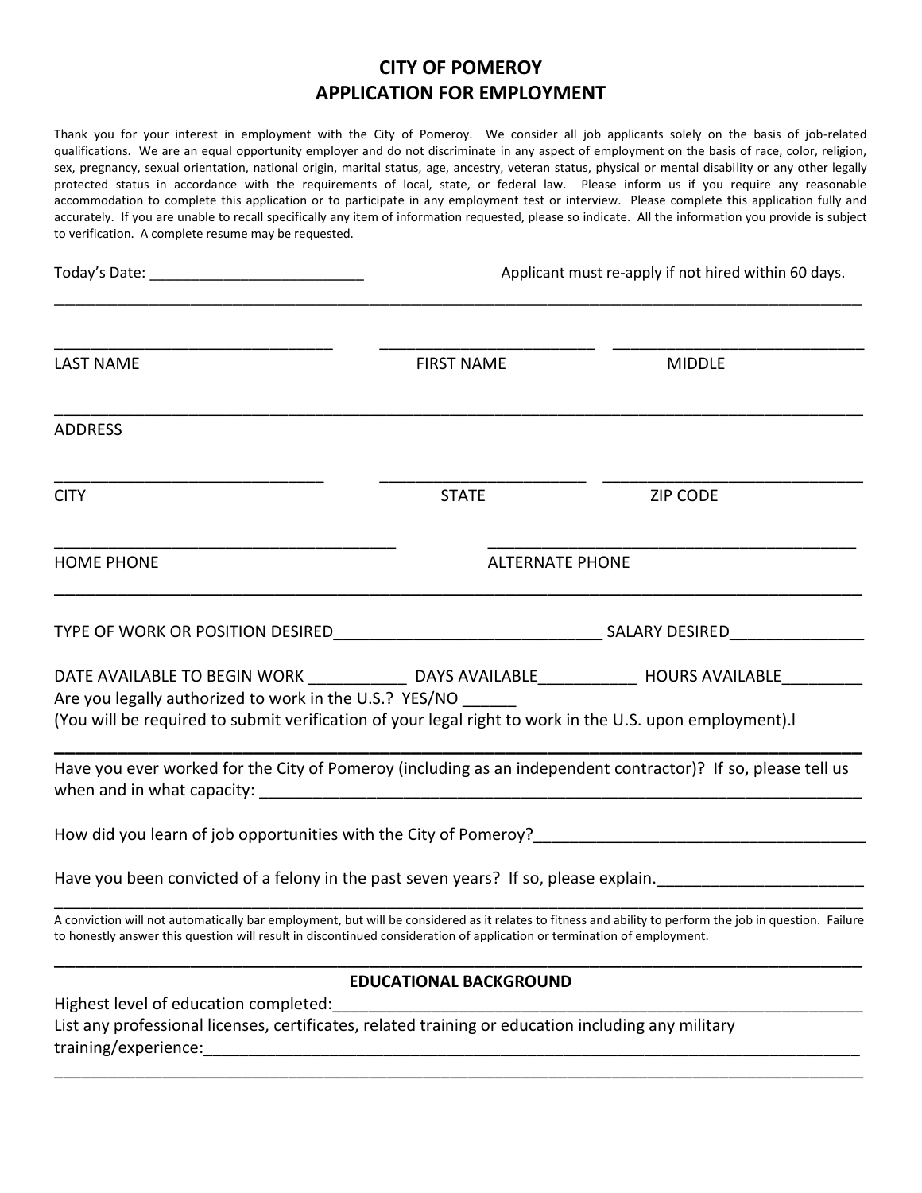# CITY OF POMEROY
## APPLICATION FOR EMPLOYMENT

Thank you for your interest in employment with the City of Pomeroy. We consider all job applicants solely on the basis of job-related qualifications. We are an equal opportunity employer and do not discriminate in any aspect of employment on the basis of race, color, religion, sex, pregnancy, sexual orientation, national origin, marital status, age, ancestry, veteran status, physical or mental disability or any other legally protected status in accordance with the requirements of local, state, or federal law. Please inform us if you require any reasonable accommodation to complete this application or to participate in any employment test or interview. Please complete this application fully and accurately. If you are unable to recall specifically any item of information requested, please so indicate. All the information you provide is subject to verification. A complete resume may be requested.

Today's Date: ________________________ Applicant must re-apply if not hired within 60 days.

---

______________________________ ______________________ _________________________

LAST NAME FIRST NAME MIDDLE

_____________________________________________________________________________

ADDRESS

___________________________ _____________________ __________________________

CITY STATE ZIP CODE

__________________________________ ____________________________________

HOME PHONE ALTERNATE PHONE

---

TYPE OF WORK OR POSITION DESIRED____________________________ SALARY DESIRED______________

DATE AVAILABLE TO BEGIN WORK __________ DAYS AVAILABLE__________ HOURS AVAILABLE________

Are you legally authorized to work in the U.S.? YES/NO ______

(You will be required to submit verification of your legal right to work in the U.S. upon employment).l

---

Have you ever worked for the City of Pomeroy (including as an independent contractor)? If so, please tell us when and in what capacity: ____________________________________________________________

How did you learn of job opportunities with the City of Pomeroy?___________________________________

Have you been convicted of a felony in the past seven years? If so, please explain.______________________

_____________________________________________________________________________

A conviction will not automatically bar employment, but will be considered as it relates to fitness and ability to perform the job in question. Failure to honestly answer this question will result in discontinued consideration of application or termination of employment.

---

### EDUCATIONAL BACKGROUND

Highest level of education completed:_________________________________________________

List any professional licenses, certificates, related training or education including any military training/experience:_______________________________________________________________

_____________________________________________________________________________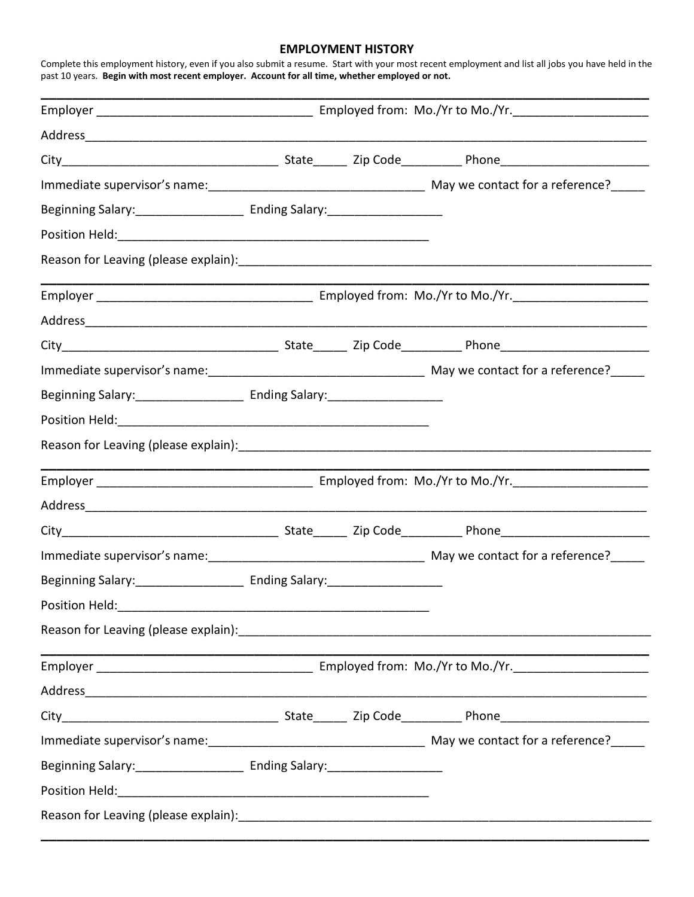# EMPLOYMENT HISTORY

Complete this employment history, even if you also submit a resume. Start with your most recent employment and list all jobs you have held in the past 10 years. **Begin with most recent employer. Account for all time, whether employed or not.**

---

Employer ________________________________ Employed from: Mo./Yr to Mo./Yr.____________________

Address_________________________________________________________________________________

City________________________________ State_____ Zip Code_________ Phone______________________

Immediate supervisor's name:________________________________ May we contact for a reference?_____

Beginning Salary:________________ Ending Salary:_________________

Position Held:______________________________________________

Reason for Leaving (please explain):______________________________________________________________

---

Employer ________________________________ Employed from: Mo./Yr to Mo./Yr.____________________

Address_________________________________________________________________________________

City________________________________ State_____ Zip Code_________ Phone______________________

Immediate supervisor's name:________________________________ May we contact for a reference?_____

Beginning Salary:________________ Ending Salary:_________________

Position Held:______________________________________________

Reason for Leaving (please explain):______________________________________________________________

---

Employer ________________________________ Employed from: Mo./Yr to Mo./Yr.____________________

Address_________________________________________________________________________________

City________________________________ State_____ Zip Code_________ Phone______________________

Immediate supervisor's name:________________________________ May we contact for a reference?_____

Beginning Salary:________________ Ending Salary:_________________

Position Held:______________________________________________

Reason for Leaving (please explain):______________________________________________________________

---

Employer ________________________________ Employed from: Mo./Yr to Mo./Yr.____________________

Address_________________________________________________________________________________

City________________________________ State_____ Zip Code_________ Phone______________________

Immediate supervisor's name:________________________________ May we contact for a reference?_____

Beginning Salary:________________ Ending Salary:_________________

Position Held:______________________________________________

Reason for Leaving (please explain):______________________________________________________________

---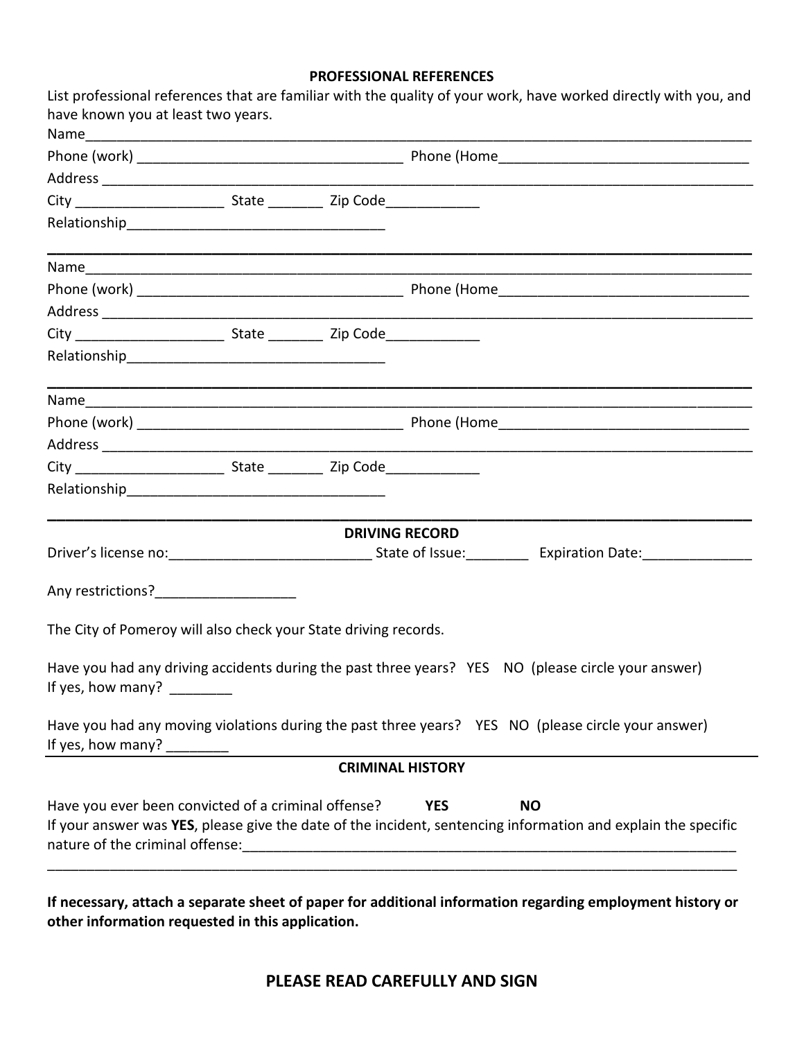## PROFESSIONAL REFERENCES

List professional references that are familiar with the quality of your work, have worked directly with you, and have known you at least two years.

Name_______________________________________________________________________________

Phone (work) ___________________________________ Phone (Home________________________________

Address _____________________________________________________________________________

City ___________________ State _______ Zip Code____________

Relationship_________________________________

---

Name_______________________________________________________________________________

Phone (work) ___________________________________ Phone (Home________________________________

Address _____________________________________________________________________________

City ___________________ State _______ Zip Code____________

Relationship_________________________________

---

Name_______________________________________________________________________________

Phone (work) ___________________________________ Phone (Home________________________________

Address _____________________________________________________________________________

City ___________________ State _______ Zip Code____________

Relationship_________________________________

---

## DRIVING RECORD

Driver's license no:__________________________ State of Issue:________ Expiration Date:______________

Any restrictions?__________________

The City of Pomeroy will also check your State driving records.

Have you had any driving accidents during the past three years? YES NO (please circle your answer)
If yes, how many? ________

Have you had any moving violations during the past three years? YES NO (please circle your answer)
If yes, how many? ________

---

## CRIMINAL HISTORY

Have you ever been convicted of a criminal offense? **YES** **NO**
If your answer was **YES**, please give the date of the incident, sentencing information and explain the specific nature of the criminal offense:_________________________________________________________________
_____________________________________________________________________________________

**If necessary, attach a separate sheet of paper for additional information regarding employment history or other information requested in this application.**

## PLEASE READ CAREFULLY AND SIGN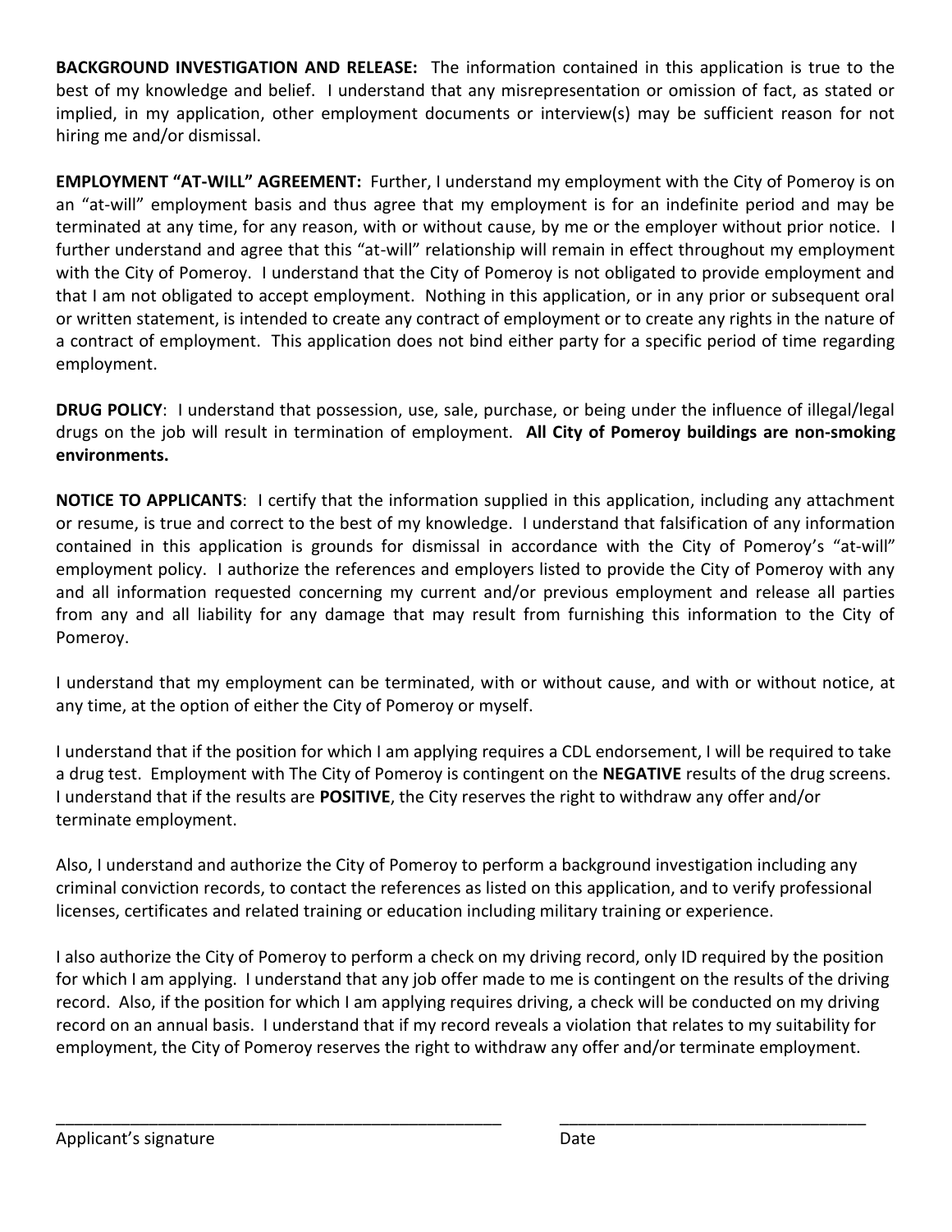**BACKGROUND INVESTIGATION AND RELEASE:** The information contained in this application is true to the best of my knowledge and belief. I understand that any misrepresentation or omission of fact, as stated or implied, in my application, other employment documents or interview(s) may be sufficient reason for not hiring me and/or dismissal.

**EMPLOYMENT "AT-WILL" AGREEMENT:** Further, I understand my employment with the City of Pomeroy is on an "at-will" employment basis and thus agree that my employment is for an indefinite period and may be terminated at any time, for any reason, with or without cause, by me or the employer without prior notice. I further understand and agree that this "at-will" relationship will remain in effect throughout my employment with the City of Pomeroy. I understand that the City of Pomeroy is not obligated to provide employment and that I am not obligated to accept employment. Nothing in this application, or in any prior or subsequent oral or written statement, is intended to create any contract of employment or to create any rights in the nature of a contract of employment. This application does not bind either party for a specific period of time regarding employment.

**DRUG POLICY**: I understand that possession, use, sale, purchase, or being under the influence of illegal/legal drugs on the job will result in termination of employment. **All City of Pomeroy buildings are non-smoking environments.**

**NOTICE TO APPLICANTS**: I certify that the information supplied in this application, including any attachment or resume, is true and correct to the best of my knowledge. I understand that falsification of any information contained in this application is grounds for dismissal in accordance with the City of Pomeroy's "at-will" employment policy. I authorize the references and employers listed to provide the City of Pomeroy with any and all information requested concerning my current and/or previous employment and release all parties from any and all liability for any damage that may result from furnishing this information to the City of Pomeroy.

I understand that my employment can be terminated, with or without cause, and with or without notice, at any time, at the option of either the City of Pomeroy or myself.

I understand that if the position for which I am applying requires a CDL endorsement, I will be required to take a drug test. Employment with The City of Pomeroy is contingent on the **NEGATIVE** results of the drug screens. I understand that if the results are **POSITIVE**, the City reserves the right to withdraw any offer and/or terminate employment.

Also, I understand and authorize the City of Pomeroy to perform a background investigation including any criminal conviction records, to contact the references as listed on this application, and to verify professional licenses, certificates and related training or education including military training or experience.

I also authorize the City of Pomeroy to perform a check on my driving record, only ID required by the position for which I am applying. I understand that any job offer made to me is contingent on the results of the driving record. Also, if the position for which I am applying requires driving, a check will be conducted on my driving record on an annual basis. I understand that if my record reveals a violation that relates to my suitability for employment, the City of Pomeroy reserves the right to withdraw any offer and/or terminate employment.

\_\_\_\_\_\_\_\_\_\_\_\_\_\_\_\_\_\_\_\_\_\_\_\_\_\_\_\_\_\_\_\_\_\_\_\_\_\_\_\_\_\_\_\_\_\_ \_\_\_\_\_\_\_\_\_\_\_\_\_\_\_\_\_\_\_\_\_\_\_\_\_\_\_\_\_\_\_\_\_\_

Applicant's signature Date